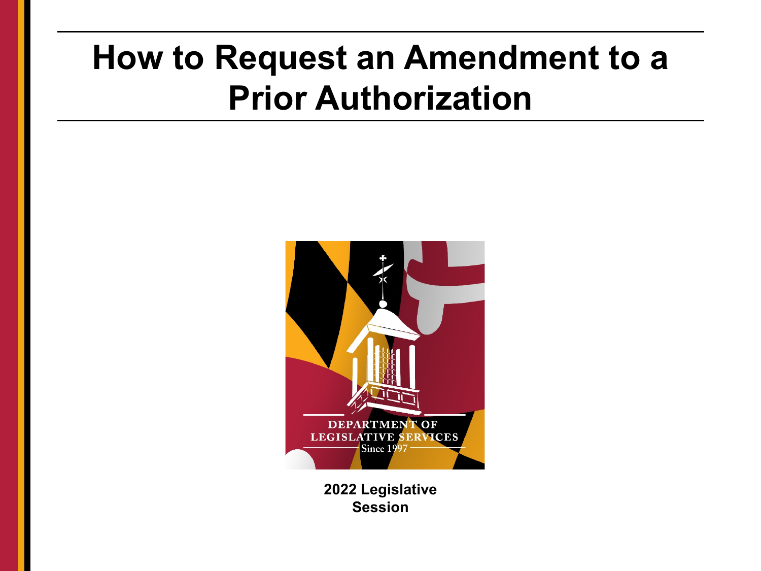# How to Request an Amendment to a Prior Authorization

DEPARTMENT OF LEGISLATIVE SERVICES

Since 1997

2022 Legislative Session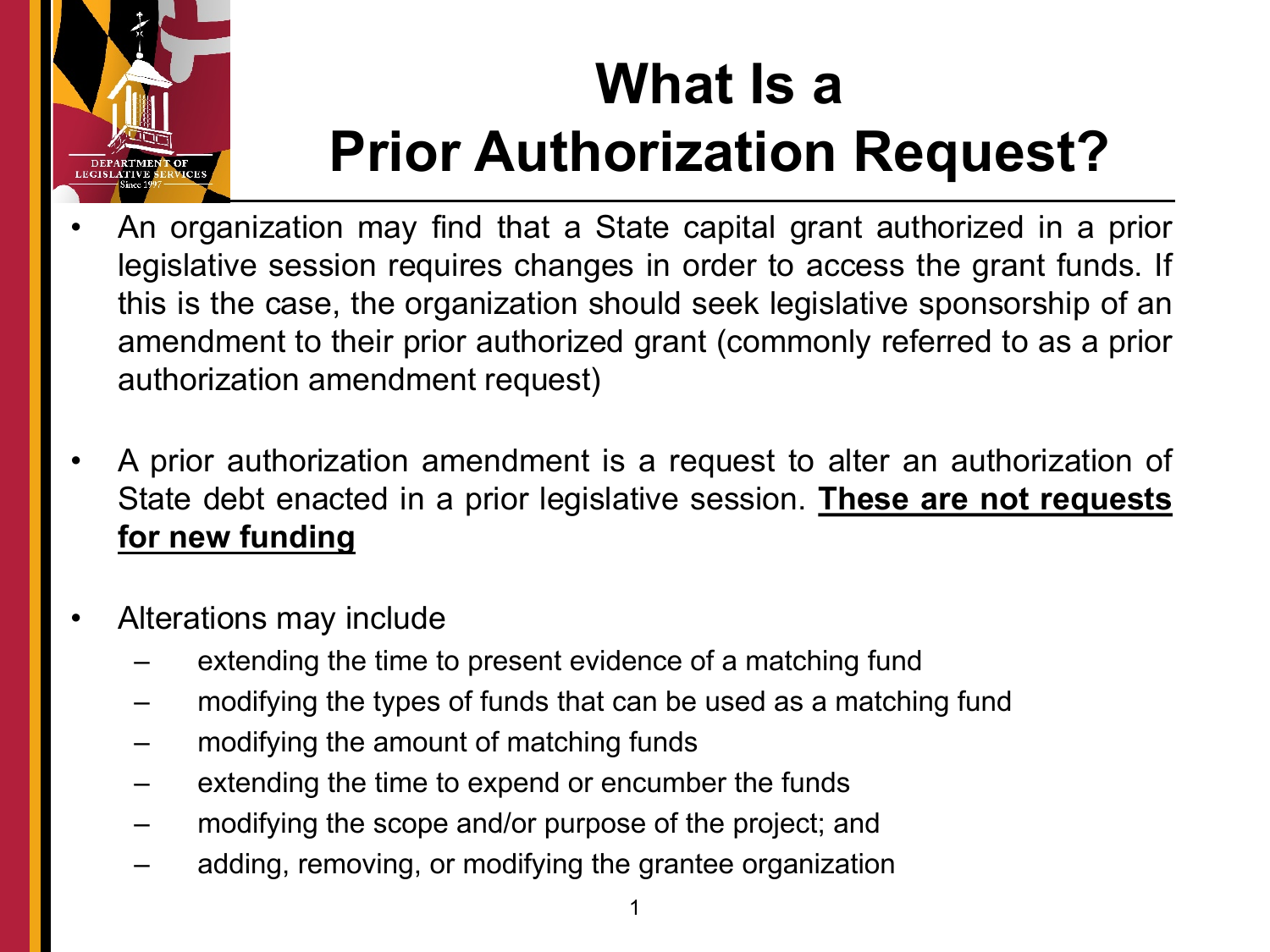# What Is a Prior Authorization Request?

- An organization may find that a State capital grant authorized in a prior legislative session requires changes in order to access the grant funds. If this is the case, the organization should seek legislative sponsorship of an amendment to their prior authorized grant (commonly referred to as a prior authorization amendment request)
- A prior authorization amendment is a request to alter an authorization of State debt enacted in a prior legislative session. **<u>These are not requests for new funding</u>**
- Alterations may include
  - extending the time to present evidence of a matching fund
  - modifying the types of funds that can be used as a matching fund
  - modifying the amount of matching funds
  - extending the time to expend or encumber the funds
  - modifying the scope and/or purpose of the project; and
  - adding, removing, or modifying the grantee organization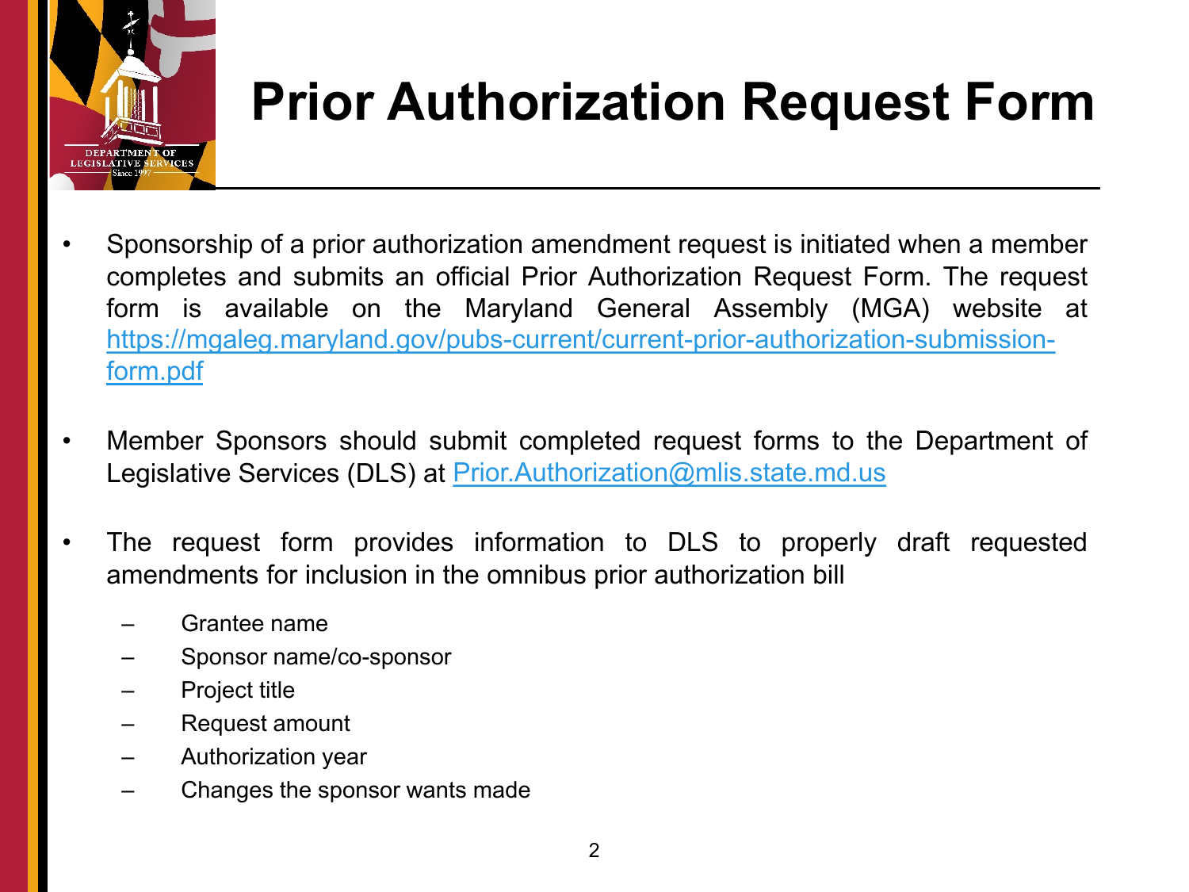# Prior Authorization Request Form

- Sponsorship of a prior authorization amendment request is initiated when a member completes and submits an official Prior Authorization Request Form. The request form is available on the Maryland General Assembly (MGA) website at https://mgaleg.maryland.gov/pubs-current/current-prior-authorization-submission-form.pdf

- Member Sponsors should submit completed request forms to the Department of Legislative Services (DLS) at Prior.Authorization@mlis.state.md.us

- The request form provides information to DLS to properly draft requested amendments for inclusion in the omnibus prior authorization bill
  - Grantee name
  - Sponsor name/co-sponsor
  - Project title
  - Request amount
  - Authorization year
  - Changes the sponsor wants made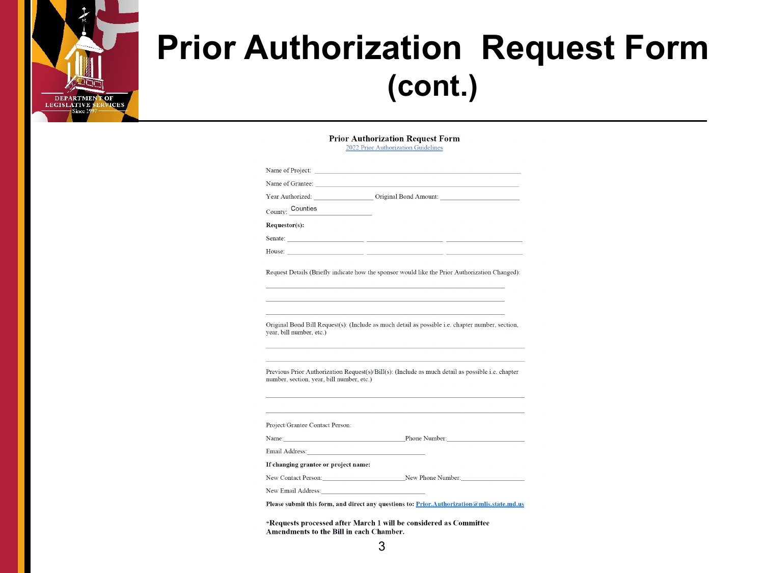# Prior Authorization Request Form (cont.)

**Prior Authorization Request Form**

2022 Prior Authorization Guidelines

Name of Project: ______________________________

Name of Grantee: ______________________________

Year Authorized: ____________ Original Bond Amount: ______________

County: Counties

**Requestor(s):**

Senate: ____________ ____________ ____________

House: ____________ ____________ ____________

Request Details (Briefly indicate how the sponsor would like the Prior Authorization Changed):

______________________________

______________________________

______________________________

Original Bond Bill Request(s): (Include as much detail as possible i.e. chapter number, section, year, bill number, etc.)

______________________________

______________________________

Previous Prior Authorization Request(s)/Bill(s): (Include as much detail as possible i.e. chapter number, section, year, bill number, etc.)

______________________________

______________________________

Project/Grantee Contact Person:

Name: ____________________ Phone Number: ____________

Email Address: ____________________

**If changing grantee or project name:**

New Contact Person: ____________________ New Phone Number: ____________

New Email Address: ____________________

**Please submit this form, and direct any questions to: Prior.Authorization@mlis.state.md.us**

**\*Requests processed after March 1 will be considered as Committee Amendments to the Bill in each Chamber.**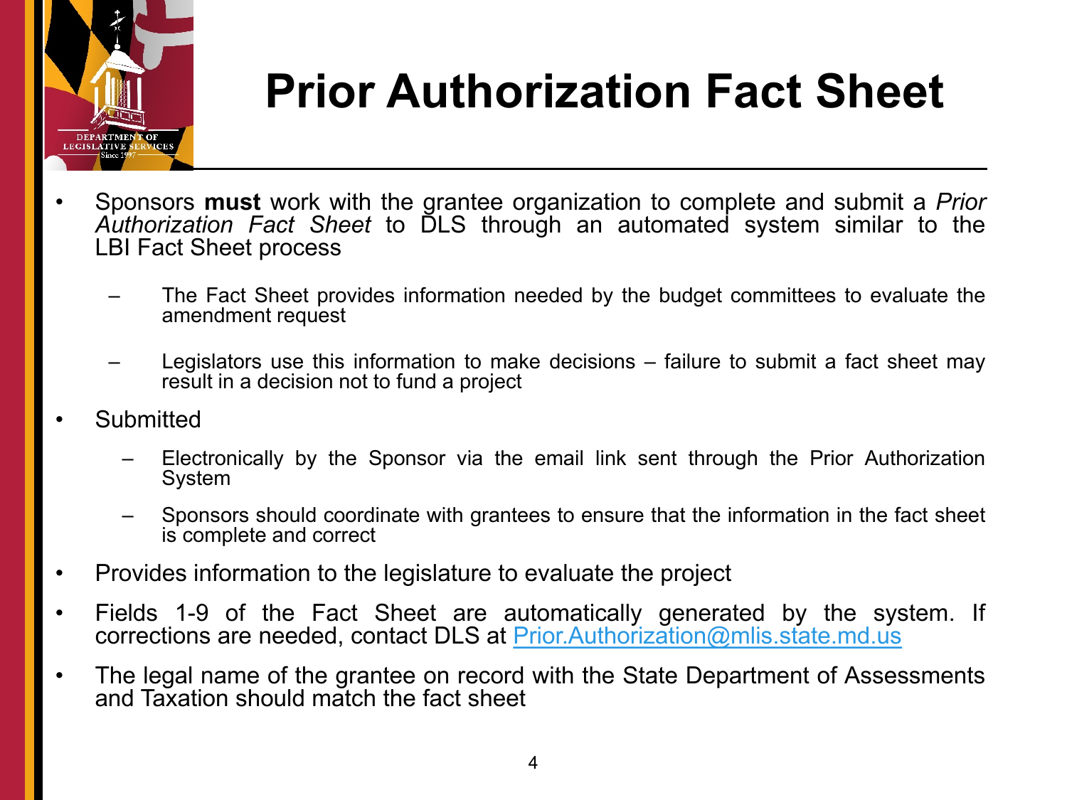# Prior Authorization Fact Sheet

- Sponsors **must** work with the grantee organization to complete and submit a *Prior Authorization Fact Sheet* to DLS through an automated system similar to the LBI Fact Sheet process
  - The Fact Sheet provides information needed by the budget committees to evaluate the amendment request
  - Legislators use this information to make decisions – failure to submit a fact sheet may result in a decision not to fund a project
- Submitted
  - Electronically by the Sponsor via the email link sent through the Prior Authorization System
  - Sponsors should coordinate with grantees to ensure that the information in the fact sheet is complete and correct
- Provides information to the legislature to evaluate the project
- Fields 1-9 of the Fact Sheet are automatically generated by the system. If corrections are needed, contact DLS at Prior.Authorization@mlis.state.md.us
- The legal name of the grantee on record with the State Department of Assessments and Taxation should match the fact sheet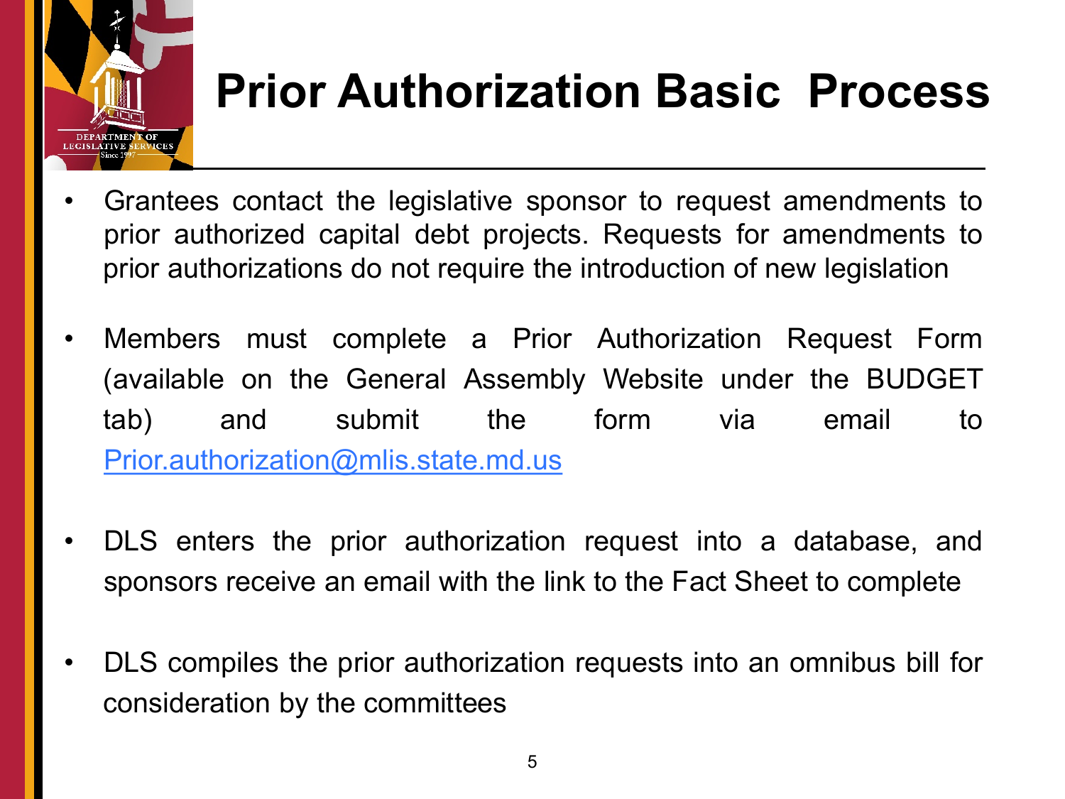# Prior Authorization Basic Process

- Grantees contact the legislative sponsor to request amendments to prior authorized capital debt projects. Requests for amendments to prior authorizations do not require the introduction of new legislation

- Members must complete a Prior Authorization Request Form (available on the General Assembly Website under the BUDGET tab) and submit the form via email to Prior.authorization@mlis.state.md.us

- DLS enters the prior authorization request into a database, and sponsors receive an email with the link to the Fact Sheet to complete

- DLS compiles the prior authorization requests into an omnibus bill for consideration by the committees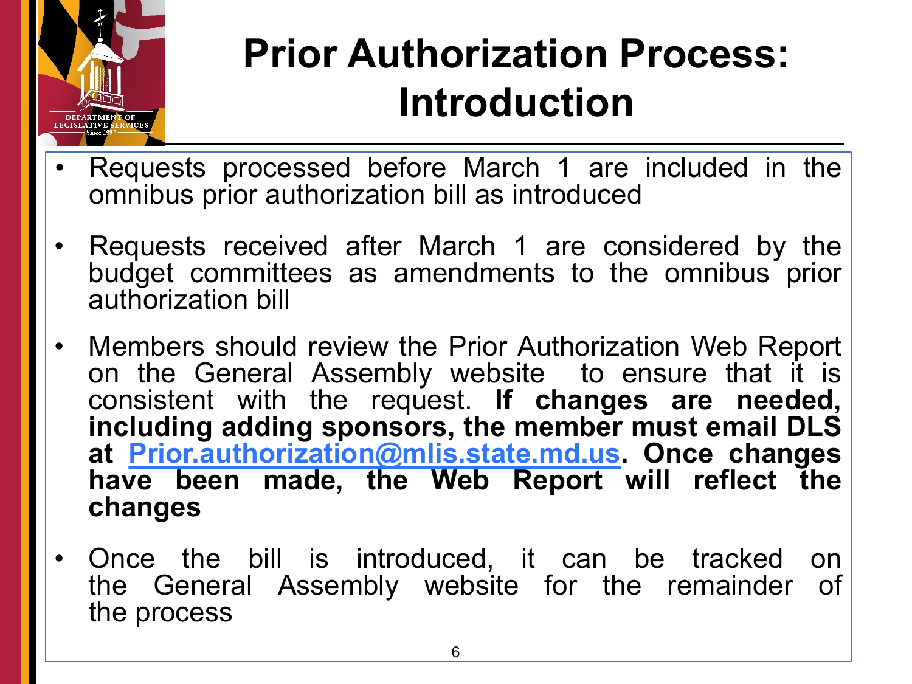# Prior Authorization Process: Introduction

- Requests processed before March 1 are included in the omnibus prior authorization bill as introduced
- Requests received after March 1 are considered by the budget committees as amendments to the omnibus prior authorization bill
- Members should review the Prior Authorization Web Report on the General Assembly website to ensure that it is consistent with the request. **If changes are needed, including adding sponsors, the member must email DLS at [Prior.authorization@mlis.state.md.us](mailto:Prior.authorization@mlis.state.md.us). Once changes have been made, the Web Report will reflect the changes**
- Once the bill is introduced, it can be tracked on the General Assembly website for the remainder of the process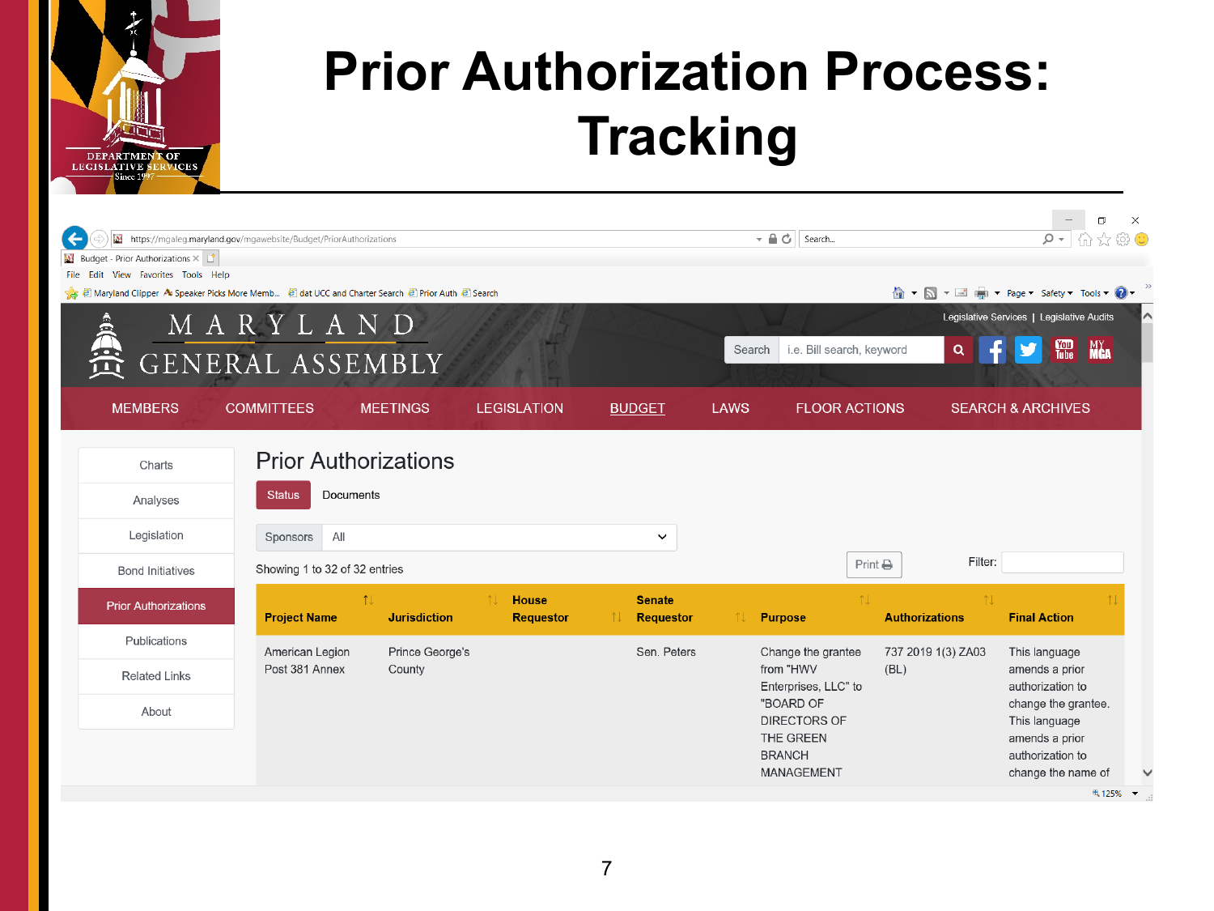# Prior Authorization Process: Tracking

https://mgaleg.maryland.gov/mgawebsite/Budget/PriorAuthorizations

MARYLAND GENERAL ASSEMBLY

MEMBERS | COMMITTEES | MEETINGS | LEGISLATION | BUDGET | LAWS | FLOOR ACTIONS | SEARCH & ARCHIVES

- Charts
- Analyses
- Legislation
- Bond Initiatives
- Prior Authorizations
- Publications
- Related Links
- About

## Prior Authorizations

Status | Documents

Sponsors: All

Showing 1 to 32 of 32 entries

| Project Name | Jurisdiction | House Requestor | Senate Requestor | Purpose | Authorizations | Final Action |
|---|---|---|---|---|---|---|
| American Legion Post 381 Annex | Prince George's County | | Sen. Peters | Change the grantee from "HWV Enterprises, LLC" to "BOARD OF DIRECTORS OF THE GREEN BRANCH MANAGEMENT | 737 2019 1(3) ZA03 (BL) | This language amends a prior authorization to change the grantee. This language amends a prior authorization to change the name of |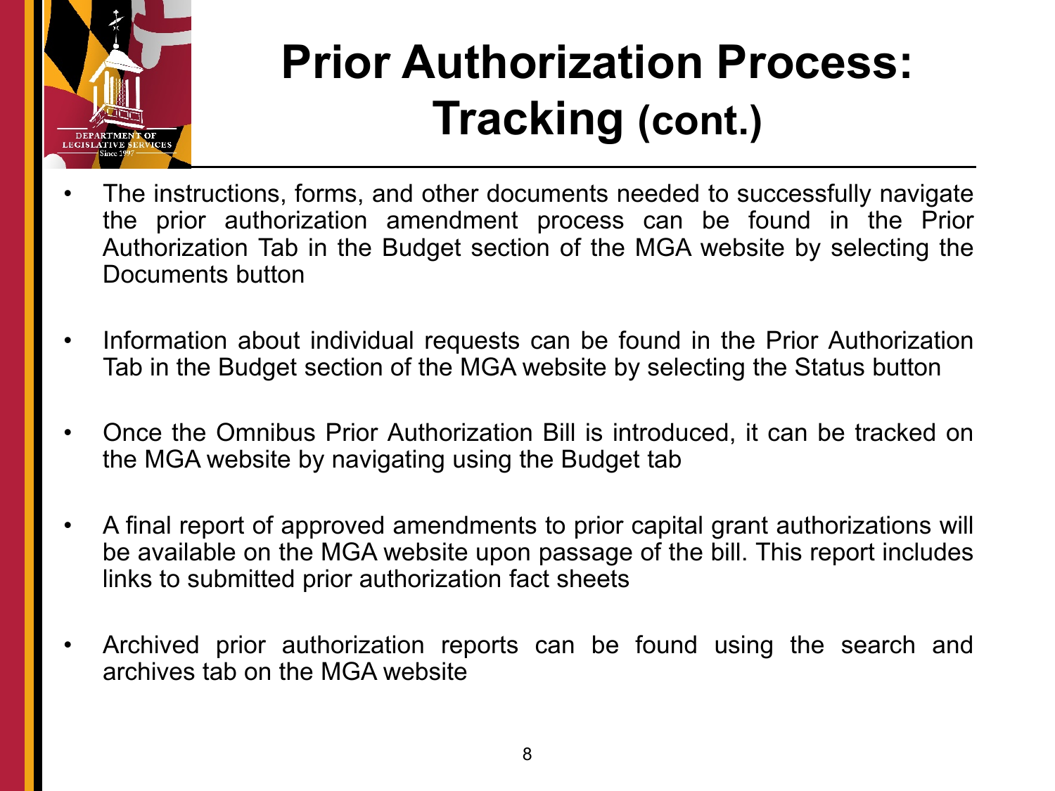# Prior Authorization Process: Tracking (cont.)

- The instructions, forms, and other documents needed to successfully navigate the prior authorization amendment process can be found in the Prior Authorization Tab in the Budget section of the MGA website by selecting the Documents button

- Information about individual requests can be found in the Prior Authorization Tab in the Budget section of the MGA website by selecting the Status button

- Once the Omnibus Prior Authorization Bill is introduced, it can be tracked on the MGA website by navigating using the Budget tab

- A final report of approved amendments to prior capital grant authorizations will be available on the MGA website upon passage of the bill. This report includes links to submitted prior authorization fact sheets

- Archived prior authorization reports can be found using the search and archives tab on the MGA website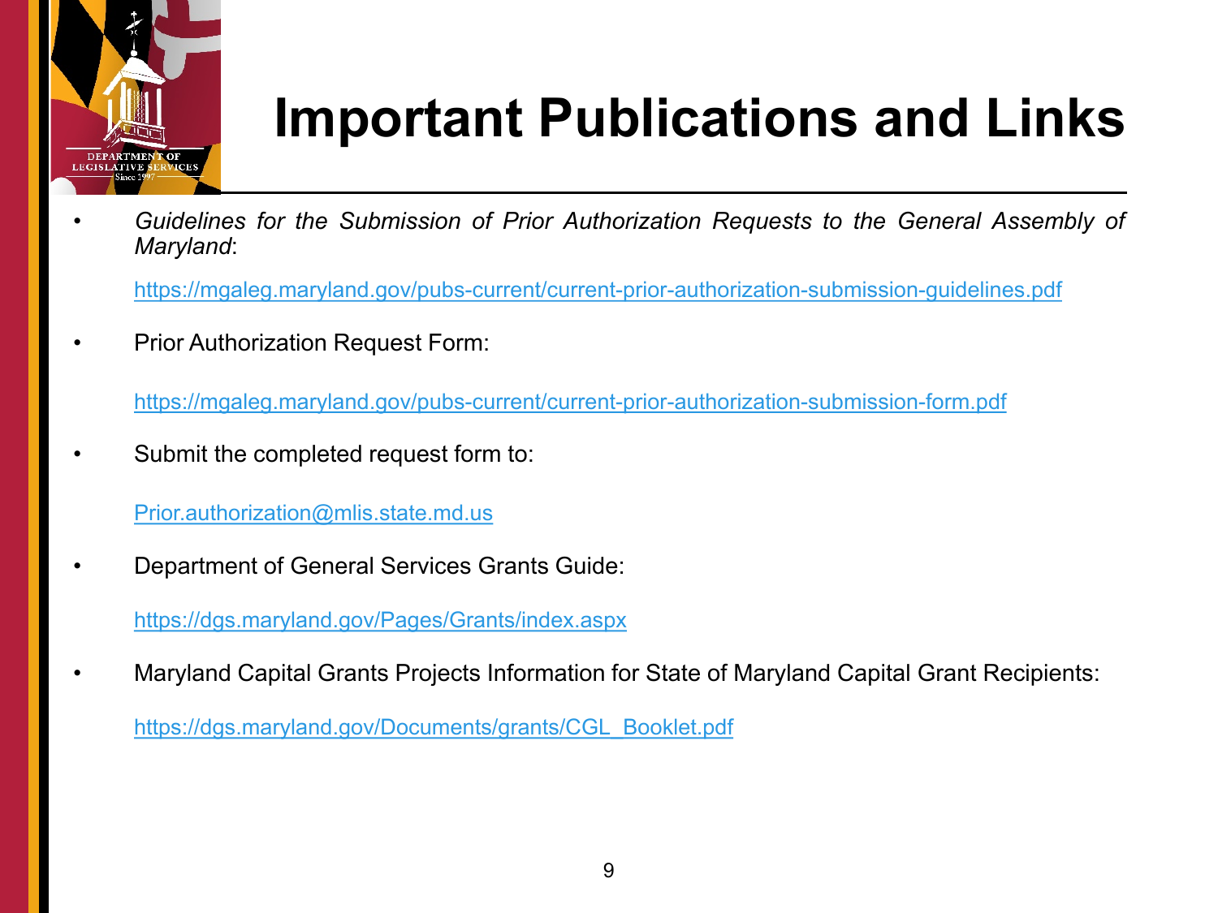# Important Publications and Links

- *Guidelines for the Submission of Prior Authorization Requests to the General Assembly of Maryland*:

  https://mgaleg.maryland.gov/pubs-current/current-prior-authorization-submission-guidelines.pdf

- Prior Authorization Request Form:

  https://mgaleg.maryland.gov/pubs-current/current-prior-authorization-submission-form.pdf

- Submit the completed request form to:

  Prior.authorization@mlis.state.md.us

- Department of General Services Grants Guide:

  https://dgs.maryland.gov/Pages/Grants/index.aspx

- Maryland Capital Grants Projects Information for State of Maryland Capital Grant Recipients:

  https://dgs.maryland.gov/Documents/grants/CGL_Booklet.pdf